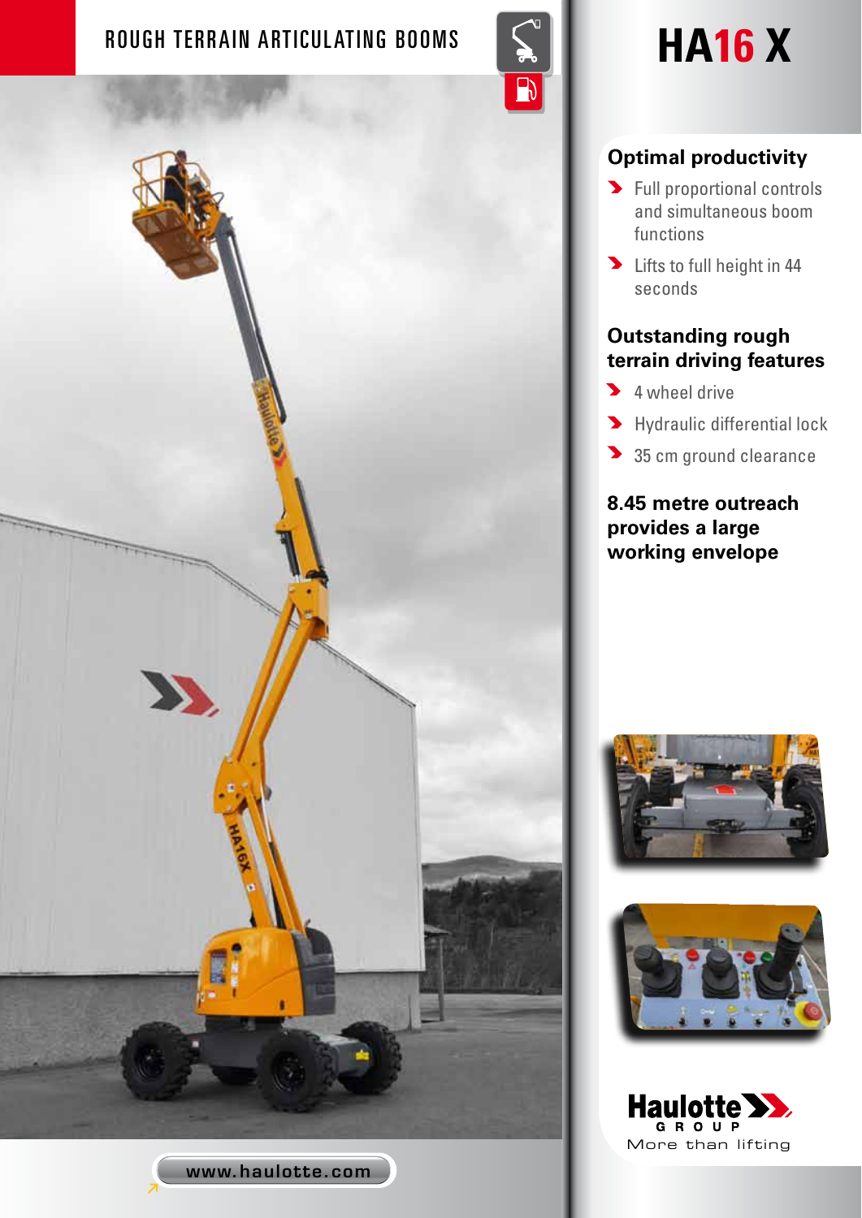ROUGH TERRAIN ARTICULATING BOOMS

# HA16 X

## Optimal productivity

- Full proportional controls and simultaneous boom functions
- Lifts to full height in 44 seconds

## Outstanding rough terrain driving features

- 4 wheel drive
- Hydraulic differential lock
- 35 cm ground clearance

## 8.45 metre outreach provides a large working envelope

Haulotte GROUP
More than lifting

www.haulotte.com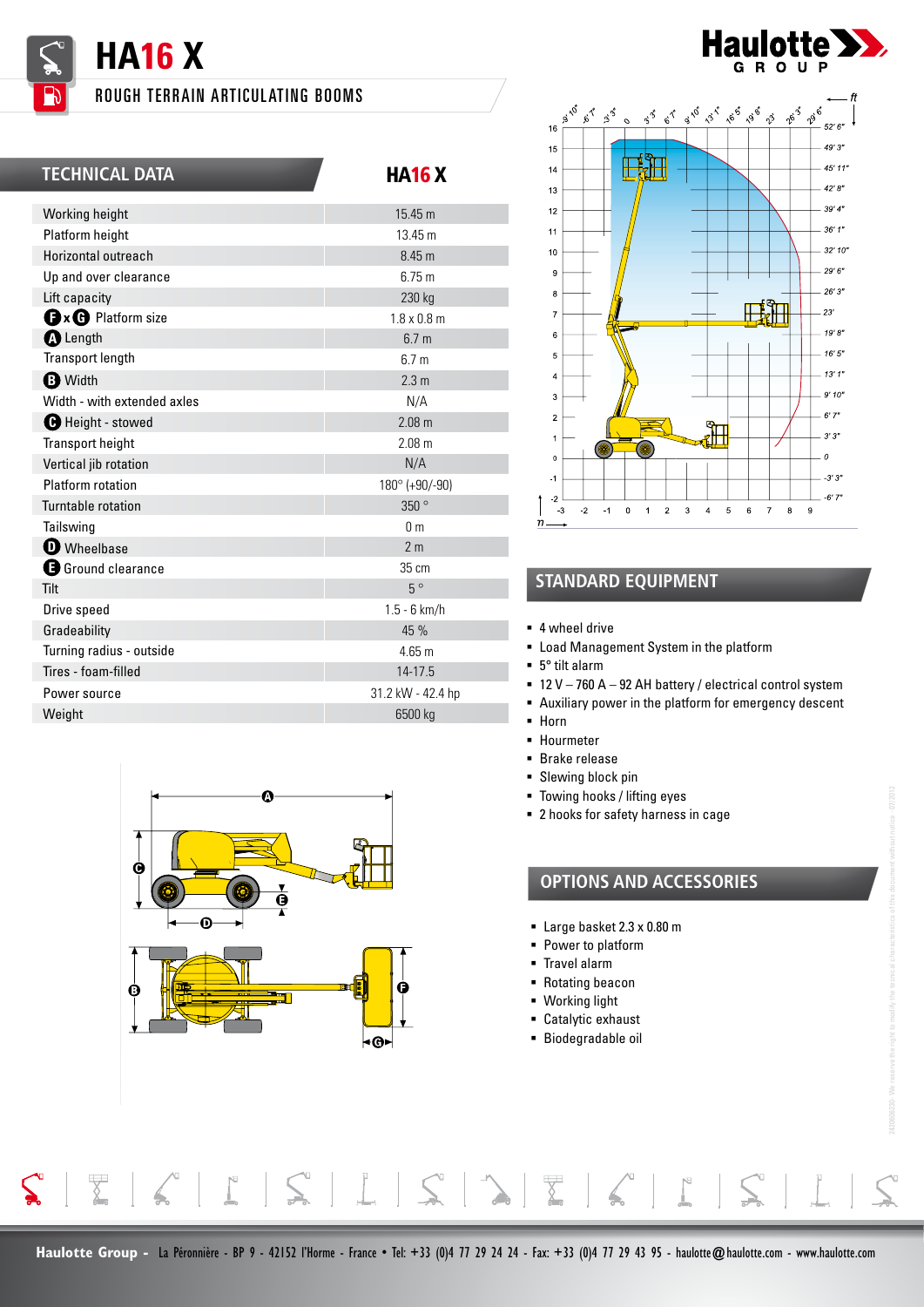# HA16 X

ROUGH TERRAIN ARTICULATING BOOMS

## TECHNICAL DATA

| | HA16 X |
|---|---|
| Working height | 15.45 m |
| Platform height | 13.45 m |
| Horizontal outreach | 8.45 m |
| Up and over clearance | 6.75 m |
| Lift capacity | 230 kg |
| F x G Platform size | 1.8 x 0.8 m |
| A Length | 6.7 m |
| Transport length | 6.7 m |
| B Width | 2.3 m |
| Width - with extended axles | N/A |
| C Height - stowed | 2.08 m |
| Transport height | 2.08 m |
| Vertical jib rotation | N/A |
| Platform rotation | 180° (+90/-90) |
| Turntable rotation | 350 ° |
| Tailswing | 0 m |
| D Wheelbase | 2 m |
| E Ground clearance | 35 cm |
| Tilt | 5 ° |
| Drive speed | 1.5 - 6 km/h |
| Gradeability | 45 % |
| Turning radius - outside | 4.65 m |
| Tires - foam-filled | 14-17.5 |
| Power source | 31.2 kW - 42.4 hp |
| Weight | 6500 kg |

## STANDARD EQUIPMENT

- 4 wheel drive
- Load Management System in the platform
- 5° tilt alarm
- 12 V – 760 A – 92 AH battery / electrical control system
- Auxiliary power in the platform for emergency descent
- Horn
- Hourmeter
- Brake release
- Slewing block pin
- Towing hooks / lifting eyes
- 2 hooks for safety harness in cage

## OPTIONS AND ACCESSORIES

- Large basket 2.3 x 0.80 m
- Power to platform
- Travel alarm
- Rotating beacon
- Working light
- Catalytic exhaust
- Biodegradable oil

Haulotte Group - La Péronnière - BP 9 - 42152 l'Horme - France • Tel: +33 (0)4 77 29 24 24 - Fax: +33 (0)4 77 29 43 95 - haulotte@haulotte.com - www.haulotte.com